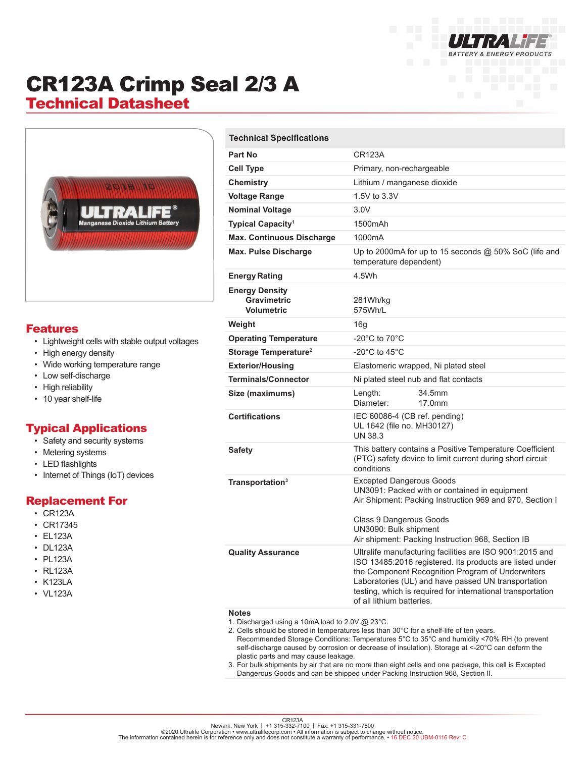# CR123A Crimp Seal 2/3 A

## Technical Datasheet

## Features

- Lightweight cells with stable output voltages
- High energy density
- Wide working temperature range
- Low self-discharge
- High reliability
- 10 year shelf-life

## Typical Applications

- Safety and security systems
- Metering systems
- LED flashlights
- Internet of Things (IoT) devices

## Replacement For

- CR123A
- CR17345
- EL123A
- DL123A
- PL123A
- RL123A
- K123LA
- VL123A

| Technical Specifications | |
|---|---|
| **Part No** | CR123A |
| **Cell Type** | Primary, non-rechargeable |
| **Chemistry** | Lithium / manganese dioxide |
| **Voltage Range** | 1.5V to 3.3V |
| **Nominal Voltage** | 3.0V |
| **Typical Capacity**[1] | 1500mAh |
| **Max. Continuous Discharge** | 1000mA |
| **Max. Pulse Discharge** | Up to 2000mA for up to 15 seconds @ 50% SoC (life and temperature dependent) |
| **Energy Rating** | 4.5Wh |
| **Energy Density** Gravimetric / Volumetric | 281Wh/kg / 575Wh/L |
| **Weight** | 16g |
| **Operating Temperature** | -20°C to 70°C |
| **Storage Temperature**[2] | -20°C to 45°C |
| **Exterior/Housing** | Elastomeric wrapped, Ni plated steel |
| **Terminals/Connector** | Ni plated steel nub and flat contacts |
| **Size (maximums)** | Length: 34.5mm; Diameter: 17.0mm |
| **Certifications** | IEC 60086-4 (CB ref. pending); UL 1642 (file no. MH30127); UN 38.3 |
| **Safety** | This battery contains a Positive Temperature Coefficient (PTC) safety device to limit current during short circuit conditions |
| **Transportation**[3] | Excepted Dangerous Goods; UN3091: Packed with or contained in equipment; Air Shipment: Packing Instruction 969 and 970, Section I; Class 9 Dangerous Goods; UN3090: Bulk shipment; Air shipment: Packing Instruction 968, Section IB |
| **Quality Assurance** | Ultralife manufacturing facilities are ISO 9001:2015 and ISO 13485:2016 registered. Its products are listed under the Component Recognition Program of Underwriters Laboratories (UL) and have passed UN transportation testing, which is required for international transportation of all lithium batteries. |

**Notes**

1. Discharged using a 10mA load to 2.0V @ 23°C.
2. Cells should be stored in temperatures less than 30°C for a shelf-life of ten years. Recommended Storage Conditions: Temperatures 5°C to 35°C and humidity <70% RH (to prevent self-discharge caused by corrosion or decrease of insulation). Storage at <-20°C can deform the plastic parts and may cause leakage.
3. For bulk shipments by air that are no more than eight cells and one package, this cell is Excepted Dangerous Goods and can be shipped under Packing Instruction 968, Section II.

CR123A
Newark, New York | +1 315-332-7100 | Fax: +1 315-331-7800
©2020 Ultralife Corporation • www.ultralifecorp.com • All information is subject to change without notice.
The information contained herein is for reference only and does not constitute a warranty of performance. • 16 DEC 20 UBM-0116 Rev: C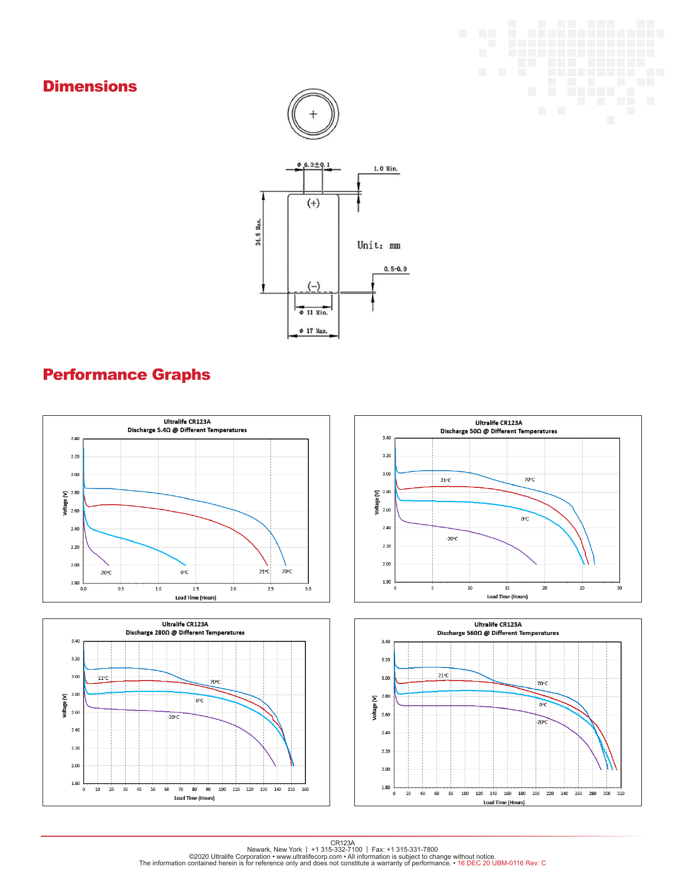## Dimensions

+

φ 6.3±0.1

1.0 Min.

(+)

34.5 Max.

Unit: mm

0.5-0.9

(−)

φ 11 Min.

φ 17 Max.

## Performance Graphs

Ultralife CR123A
Discharge 5.4Ω @ Different Temperatures

Voltage (V)

3.40
3.20
3.00
2.80
2.60
2.40
2.20
2.00
1.80

0.0 0.5 1.0 1.5 2.0 2.5 3.0

Load Time (Hours)

-20°C
0°C
21°C
70°C

Ultralife CR123A
Discharge 50Ω @ Different Temperatures

Voltage (V)

3.40
3.20
3.00
2.80
2.60
2.40
2.20
2.00
1.80

0 5 10 15 20 25 30

Load Time (Hours)

21°C
70°C
0°C
-20°C

Ultralife CR123A
Discharge 280Ω @ Different Temperatures

Voltage (V)

3.40
3.20
3.00
2.80
2.60
2.40
2.20
2.00
1.80

0 10 20 30 40 50 60 70 80 90 100 110 120 130 140 150 160

Load Time (Hours)

21°C
70°C
0°C
-20°C

Ultralife CR123A
Discharge 560Ω @ Different Temperatures

Voltage (V)

3.40
3.20
3.00
2.80
2.60
2.40
2.20
2.00
1.80

0 20 40 60 80 100 120 140 160 180 200 220 240 260 280 300 320

Load Time (Hours)

21°C
70°C
0°C
-20°C

CR123A
Newark, New York | +1 315-332-7100 | Fax: +1 315-331-7800
©2020 Ultralife Corporation • www.ultralifecorp.com • All information is subject to change without notice.
The information contained herein is for reference only and does not constitute a warranty of performance. • 16 DEC 20 UBM-0116 Rev: C